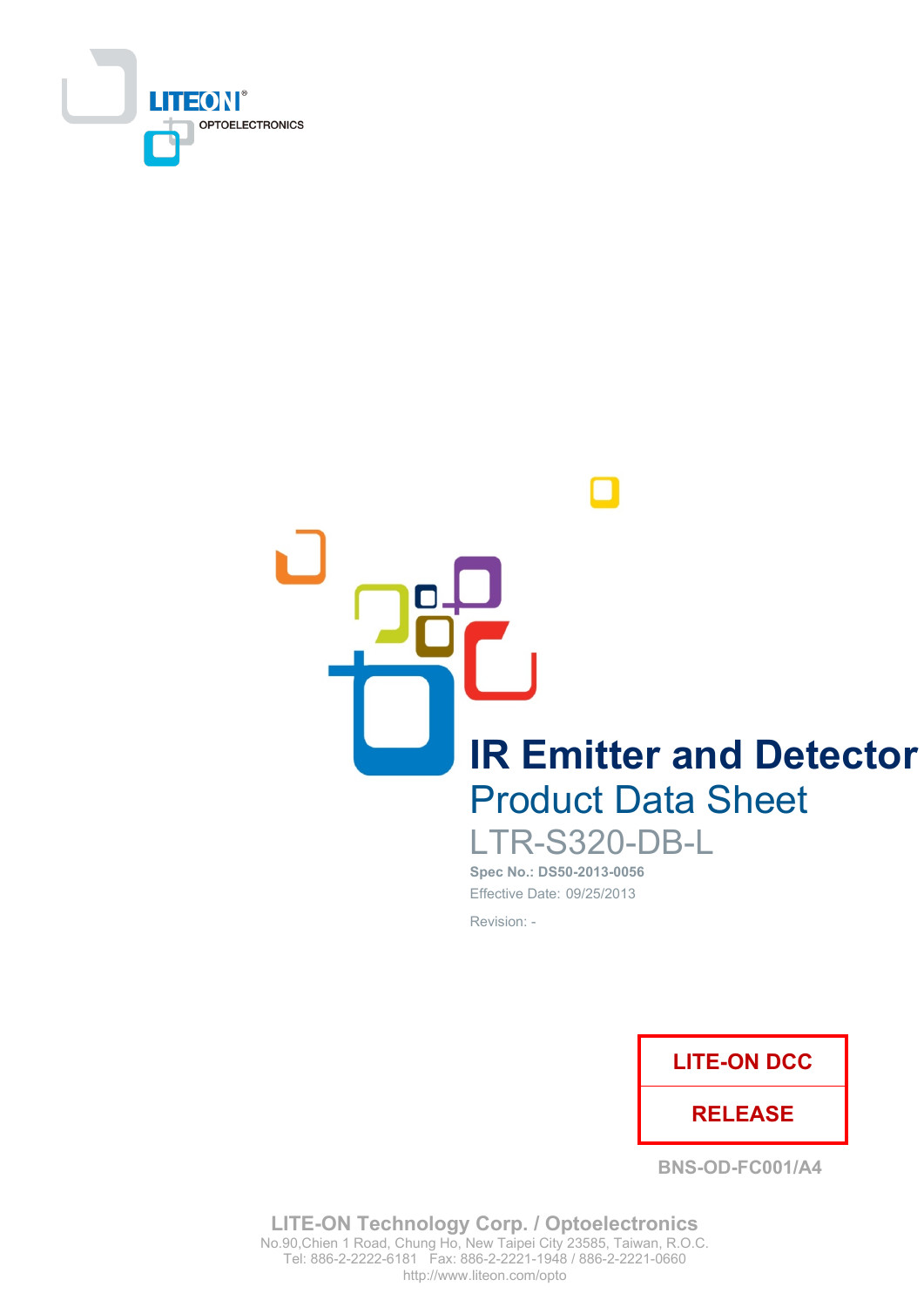LITEON OPTOELECTRONICS

# IR Emitter and Detector

## Product Data Sheet

LTR-S320-DB-L

**Spec No.: DS50-2013-0056**

Effective Date: 09/25/2013

Revision: -

| LITE-ON DCC |
| --- |
| RELEASE |

BNS-OD-FC001/A4

**LITE-ON Technology Corp. / Optoelectronics**

No.90,Chien 1 Road, Chung Ho, New Taipei City 23585, Taiwan, R.O.C.

Tel: 886-2-2222-6181 Fax: 886-2-2221-1948 / 886-2-2221-0660

http://www.liteon.com/opto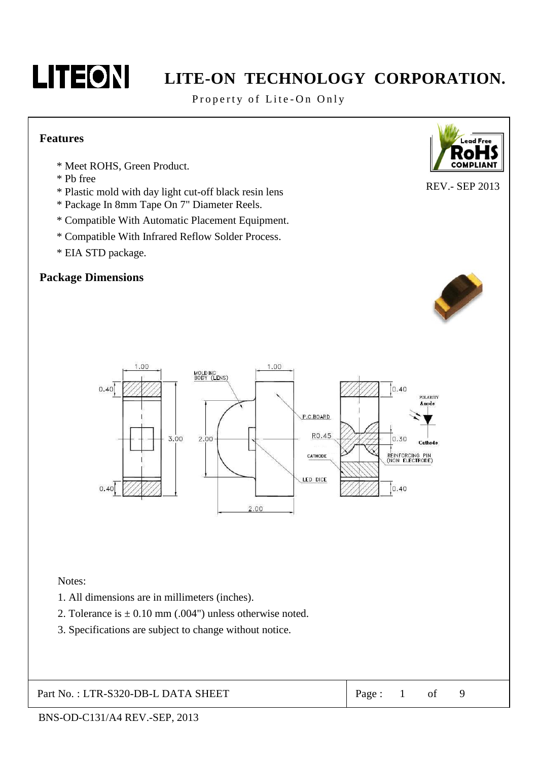## Features

- * Meet ROHS, Green Product.
- * Pb free
- * Plastic mold with day light cut-off black resin lens
- * Package In 8mm Tape On 7" Diameter Reels.
- * Compatible With Automatic Placement Equipment.
- * Compatible With Infrared Reflow Solder Process.
- * EIA STD package.

REV.- SEP 2013

## Package Dimensions

Notes:

1. All dimensions are in millimeters (inches).
2. Tolerance is ± 0.10 mm (.004") unless otherwise noted.
3. Specifications are subject to change without notice.

Part No. : LTR-S320-DB-L DATA SHEET

BNS-OD-C131/A4 REV.-SEP, 2013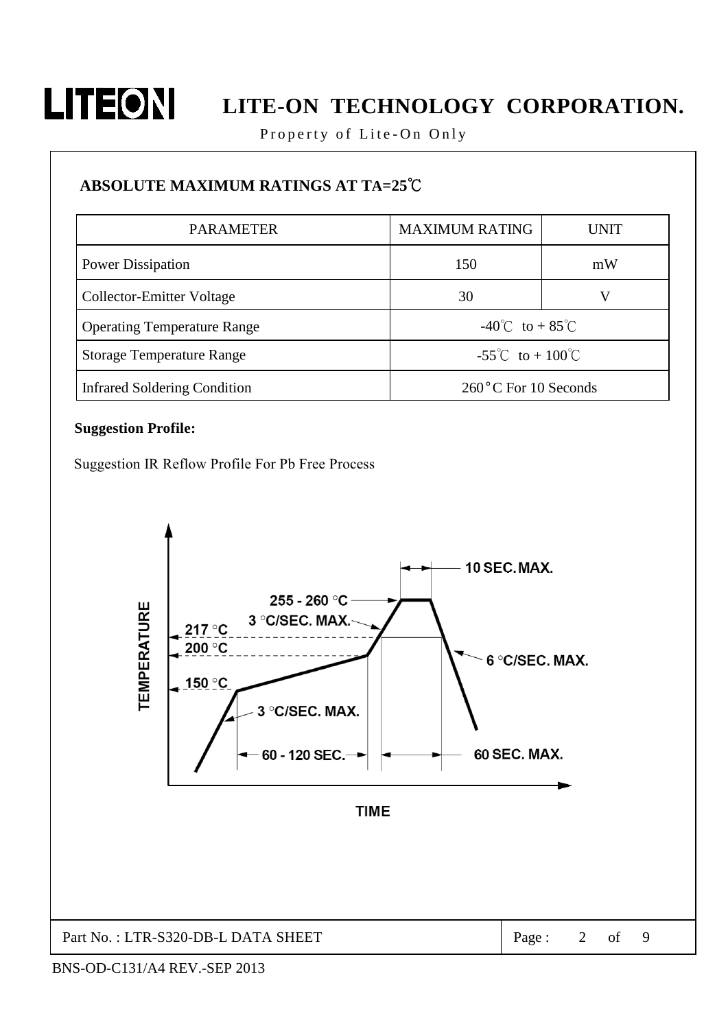## ABSOLUTE MAXIMUM RATINGS AT TA=25℃

| PARAMETER | MAXIMUM RATING | UNIT |
|---|---|---|
| Power Dissipation | 150 | mW |
| Collector-Emitter Voltage | 30 | V |
| Operating Temperature Range | -40℃ to + 85℃ | |
| Storage Temperature Range | -55℃ to + 100℃ | |
| Infrared Soldering Condition | 260°C For 10 Seconds | |

**Suggestion Profile:**

Suggestion IR Reflow Profile For Pb Free Process

TEMPERATURE

10 SEC. MAX.

255 - 260 °C

3 °C/SEC. MAX.

217 °C

200 °C

6 °C/SEC. MAX.

150 °C

3 °C/SEC. MAX.

60 - 120 SEC.

60 SEC. MAX.

TIME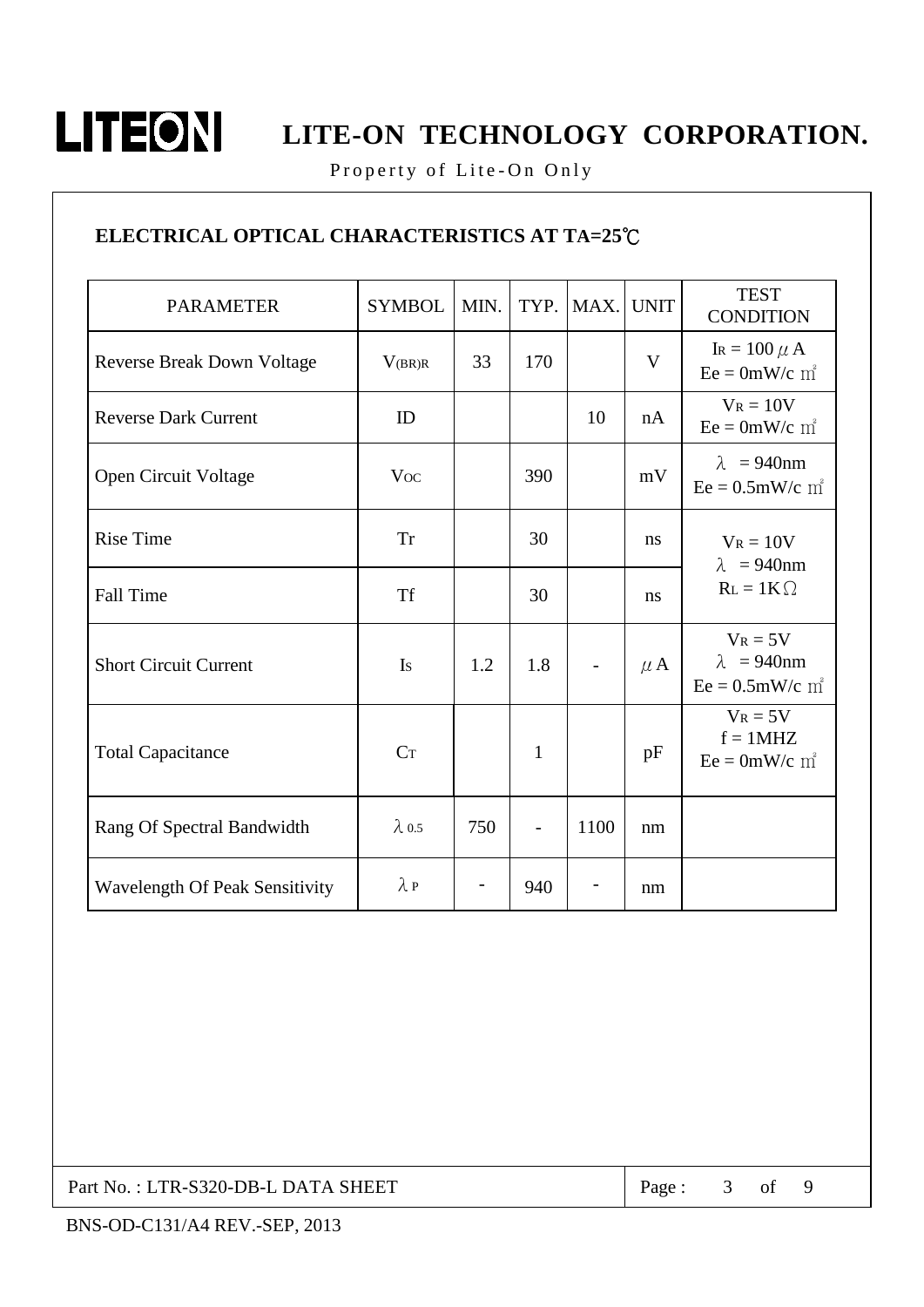## ELECTRICAL OPTICAL CHARACTERISTICS AT TA=25℃

| PARAMETER | SYMBOL | MIN. | TYP. | MAX. | UNIT | TEST CONDITION |
|---|---|---|---|---|---|---|
| Reverse Break Down Voltage | $V_{(BR)R}$ | 33 | 170 | | V | $I_R = 100\,\mu A$<br>$Ee = 0mW/cm^2$ |
| Reverse Dark Current | ID | | | 10 | nA | $V_R = 10V$<br>$Ee = 0mW/cm^2$ |
| Open Circuit Voltage | $V_{OC}$ | | 390 | | mV | $\lambda = 940nm$<br>$Ee = 0.5mW/cm^2$ |
| Rise Time | Tr | | 30 | | ns | $V_R = 10V$<br>$\lambda = 940nm$<br>$R_L = 1K\Omega$ |
| Fall Time | Tf | | 30 | | ns | |
| Short Circuit Current | $I_S$ | 1.2 | 1.8 | - | $\mu A$ | $V_R = 5V$<br>$\lambda = 940nm$<br>$Ee = 0.5mW/cm^2$ |
| Total Capacitance | $C_T$ | | 1 | | pF | $V_R = 5V$<br>f = 1MHZ<br>$Ee = 0mW/cm^2$ |
| Rang Of Spectral Bandwidth | $\lambda_{0.5}$ | 750 | - | 1100 | nm | |
| Wavelength Of Peak Sensitivity | $\lambda_P$ | - | 940 | - | nm | |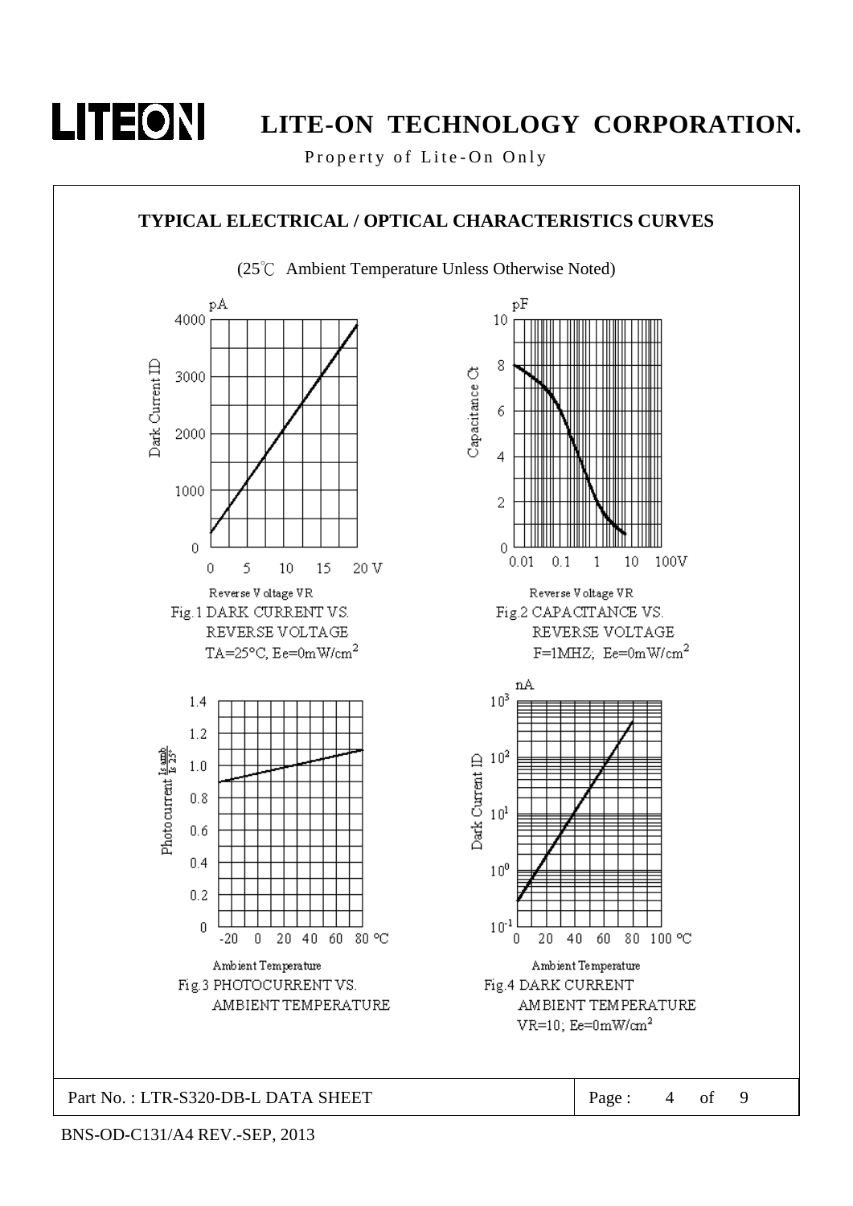## TYPICAL ELECTRICAL / OPTICAL CHARACTERISTICS CURVES

(25℃ Ambient Temperature Unless Otherwise Noted)

Fig.1 DARK CURRENT VS. REVERSE VOLTAGE
TA=25°C, Ee=0mW/cm²

Fig.2 CAPACITANCE VS. REVERSE VOLTAGE
F=1MHZ; Ee=0mW/cm²

Fig.3 PHOTOCURRENT VS. AMBIENT TEMPERATURE

Fig.4 DARK CURRENT AMBIENT TEMPERATURE
VR=10; Ee=0mW/cm²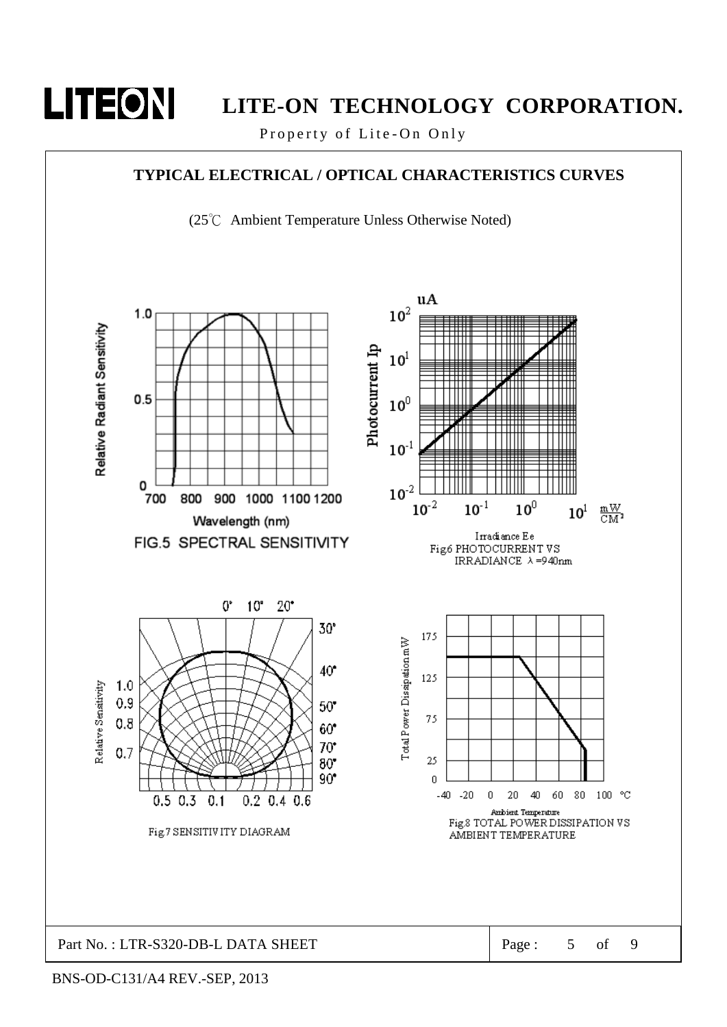## TYPICAL ELECTRICAL / OPTICAL CHARACTERISTICS CURVES

(25℃ Ambient Temperature Unless Otherwise Noted)

Relative Radiant Sensitivity

1.0

0.5

0

700 800 900 1000 1100 1200

Wavelength (nm)

FIG.5 SPECTRAL SENSITIVITY

uA

Photocurrent Ip

$10^2$

$10^1$

$10^0$

$10^{-1}$

$10^{-2}$

$10^{-2}$ $10^{-1}$ $10^0$ $10^1$ $\frac{mW}{CM^2}$

Irradiance Ee

Fig6 PHOTOCURRENT VS IRRADIANCE λ=940nm

0° 10° 20° 30° 40° 50° 60° 70° 80° 90°

Relative Sensitivity

1.0 0.9 0.8 0.7

0.5 0.3 0.1 0.2 0.4 0.6

Fig7 SENSITIVITY DIAGRAM

Total Power Dissipation mW

175 125 75 25 0

-40 -20 0 20 40 60 80 100 ℃

Ambient Temperature

Fig.8 TOTAL POWER DISSIPATION VS AMBIENT TEMPERATURE

Part No. : LTR-S320-DB-L DATA SHEET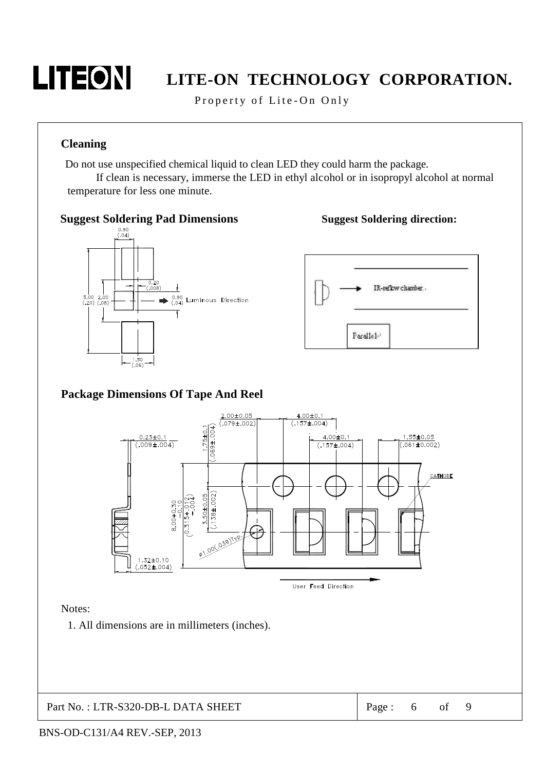## Cleaning

Do not use unspecified chemical liquid to clean LED they could harm the package.

If clean is necessary, immerse the LED in ethyl alcohol or in isopropyl alcohol at normal temperature for less one minute.

## Suggest Soldering Pad Dimensions

## Suggest Soldering direction:

## Package Dimensions Of Tape And Reel

Notes:

1. All dimensions are in millimeters (inches).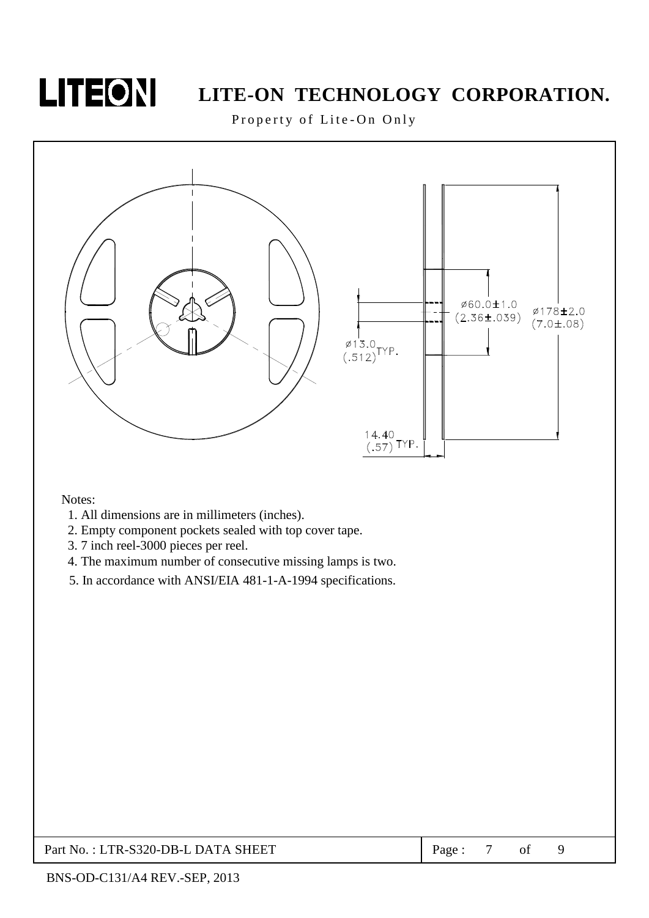Notes:

1. All dimensions are in millimeters (inches).
2. Empty component pockets sealed with top cover tape.
3. 7 inch reel-3000 pieces per reel.
4. The maximum number of consecutive missing lamps is two.
5. In accordance with ANSI/EIA 481-1-A-1994 specifications.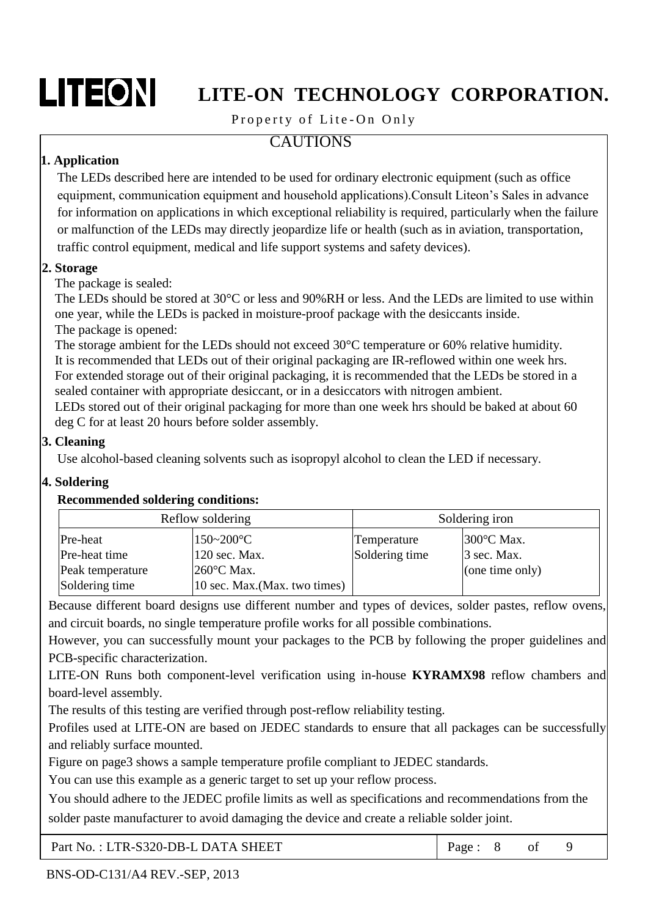# CAUTIONS

## 1. Application

The LEDs described here are intended to be used for ordinary electronic equipment (such as office equipment, communication equipment and household applications).Consult Liteon's Sales in advance for information on applications in which exceptional reliability is required, particularly when the failure or malfunction of the LEDs may directly jeopardize life or health (such as in aviation, transportation, traffic control equipment, medical and life support systems and safety devices).

## 2. Storage

The package is sealed:

The LEDs should be stored at 30°C or less and 90%RH or less. And the LEDs are limited to use within one year, while the LEDs is packed in moisture-proof package with the desiccants inside.

The package is opened:

The storage ambient for the LEDs should not exceed 30°C temperature or 60% relative humidity.

It is recommended that LEDs out of their original packaging are IR-reflowed within one week hrs.

For extended storage out of their original packaging, it is recommended that the LEDs be stored in a sealed container with appropriate desiccant, or in a desiccators with nitrogen ambient.

LEDs stored out of their original packaging for more than one week hrs should be baked at about 60 deg C for at least 20 hours before solder assembly.

## 3. Cleaning

Use alcohol-based cleaning solvents such as isopropyl alcohol to clean the LED if necessary.

## 4. Soldering

**Recommended soldering conditions:**

| Reflow soldering | | Soldering iron | |
|---|---|---|---|
| Pre-heat | 150~200°C | Temperature | 300°C Max. |
| Pre-heat time | 120 sec. Max. | Soldering time | 3 sec. Max. |
| Peak temperature | 260°C Max. | | (one time only) |
| Soldering time | 10 sec. Max.(Max. two times) | | |

Because different board designs use different number and types of devices, solder pastes, reflow ovens, and circuit boards, no single temperature profile works for all possible combinations.

However, you can successfully mount your packages to the PCB by following the proper guidelines and PCB-specific characterization.

LITE-ON Runs both component-level verification using in-house **KYRAMX98** reflow chambers and board-level assembly.

The results of this testing are verified through post-reflow reliability testing.

Profiles used at LITE-ON are based on JEDEC standards to ensure that all packages can be successfully and reliably surface mounted.

Figure on page3 shows a sample temperature profile compliant to JEDEC standards.

You can use this example as a generic target to set up your reflow process.

You should adhere to the JEDEC profile limits as well as specifications and recommendations from the solder paste manufacturer to avoid damaging the device and create a reliable solder joint.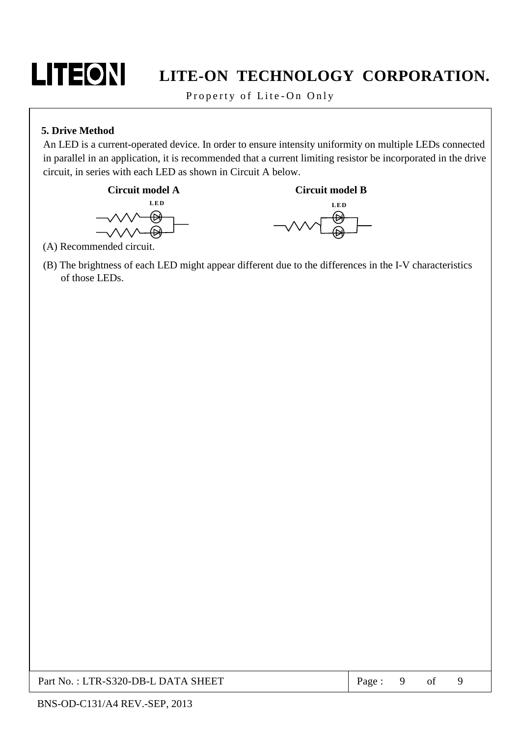**5. Drive Method**

An LED is a current-operated device. In order to ensure intensity uniformity on multiple LEDs connected in parallel in an application, it is recommended that a current limiting resistor be incorporated in the drive circuit, in series with each LED as shown in Circuit A below.

**Circuit model A**

LED

**Circuit model B**

LED

(A) Recommended circuit.

(B) The brightness of each LED might appear different due to the differences in the I-V characteristics of those LEDs.

Part No. : LTR-S320-DB-L DATA SHEET

BNS-OD-C131/A4 REV.-SEP, 2013